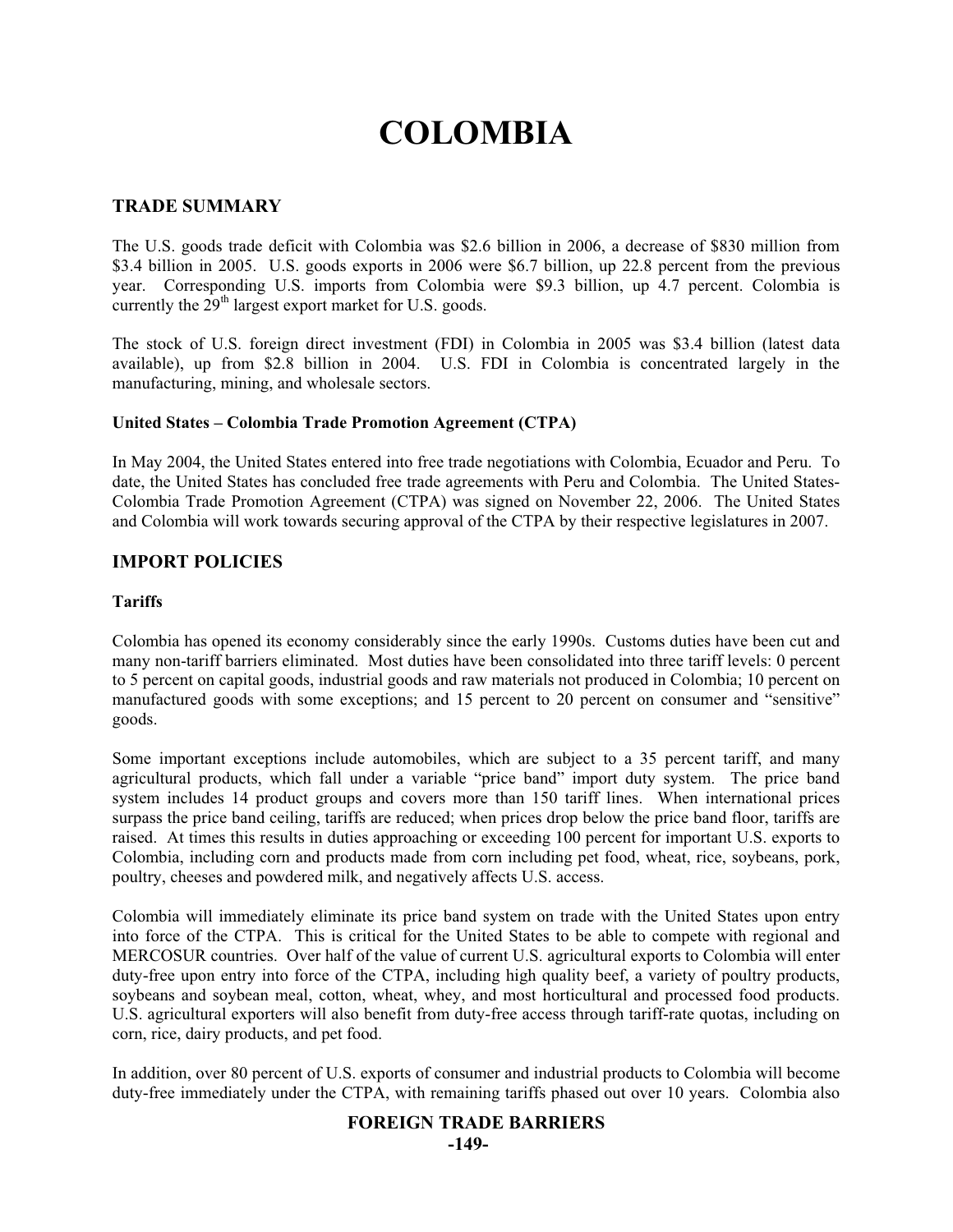# COLOMBIA

## TRADE SUMMARY

The U.S. goods trade deficit with Colombia was $2.6 billion in 2006, a decrease of $830 million from $3.4 billion in 2005. U.S. goods exports in 2006 were $6.7 billion, up 22.8 percent from the previous year. Corresponding U.S. imports from Colombia were $9.3 billion, up 4.7 percent. Colombia is currently the 29th largest export market for U.S. goods.

The stock of U.S. foreign direct investment (FDI) in Colombia in 2005 was $3.4 billion (latest data available), up from $2.8 billion in 2004. U.S. FDI in Colombia is concentrated largely in the manufacturing, mining, and wholesale sectors.

### United States – Colombia Trade Promotion Agreement (CTPA)

In May 2004, the United States entered into free trade negotiations with Colombia, Ecuador and Peru. To date, the United States has concluded free trade agreements with Peru and Colombia. The United States-Colombia Trade Promotion Agreement (CTPA) was signed on November 22, 2006. The United States and Colombia will work towards securing approval of the CTPA by their respective legislatures in 2007.

## IMPORT POLICIES

### Tariffs

Colombia has opened its economy considerably since the early 1990s. Customs duties have been cut and many non-tariff barriers eliminated. Most duties have been consolidated into three tariff levels: 0 percent to 5 percent on capital goods, industrial goods and raw materials not produced in Colombia; 10 percent on manufactured goods with some exceptions; and 15 percent to 20 percent on consumer and "sensitive" goods.

Some important exceptions include automobiles, which are subject to a 35 percent tariff, and many agricultural products, which fall under a variable "price band" import duty system. The price band system includes 14 product groups and covers more than 150 tariff lines. When international prices surpass the price band ceiling, tariffs are reduced; when prices drop below the price band floor, tariffs are raised. At times this results in duties approaching or exceeding 100 percent for important U.S. exports to Colombia, including corn and products made from corn including pet food, wheat, rice, soybeans, pork, poultry, cheeses and powdered milk, and negatively affects U.S. access.

Colombia will immediately eliminate its price band system on trade with the United States upon entry into force of the CTPA. This is critical for the United States to be able to compete with regional and MERCOSUR countries. Over half of the value of current U.S. agricultural exports to Colombia will enter duty-free upon entry into force of the CTPA, including high quality beef, a variety of poultry products, soybeans and soybean meal, cotton, wheat, whey, and most horticultural and processed food products. U.S. agricultural exporters will also benefit from duty-free access through tariff-rate quotas, including on corn, rice, dairy products, and pet food.

In addition, over 80 percent of U.S. exports of consumer and industrial products to Colombia will become duty-free immediately under the CTPA, with remaining tariffs phased out over 10 years. Colombia also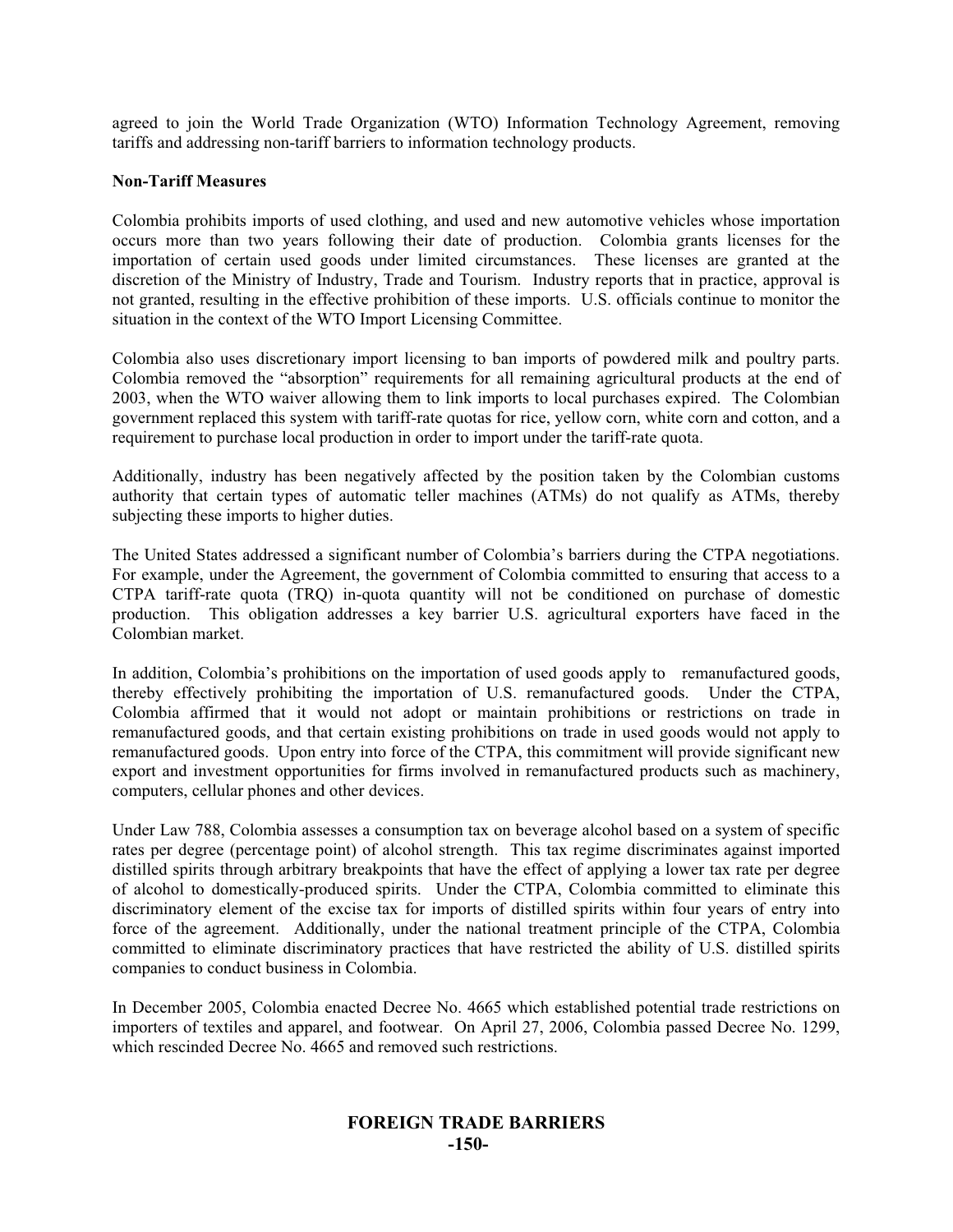agreed to join the World Trade Organization (WTO) Information Technology Agreement, removing tariffs and addressing non-tariff barriers to information technology products.

**Non-Tariff Measures**

Colombia prohibits imports of used clothing, and used and new automotive vehicles whose importation occurs more than two years following their date of production. Colombia grants licenses for the importation of certain used goods under limited circumstances. These licenses are granted at the discretion of the Ministry of Industry, Trade and Tourism. Industry reports that in practice, approval is not granted, resulting in the effective prohibition of these imports. U.S. officials continue to monitor the situation in the context of the WTO Import Licensing Committee.

Colombia also uses discretionary import licensing to ban imports of powdered milk and poultry parts. Colombia removed the "absorption" requirements for all remaining agricultural products at the end of 2003, when the WTO waiver allowing them to link imports to local purchases expired. The Colombian government replaced this system with tariff-rate quotas for rice, yellow corn, white corn and cotton, and a requirement to purchase local production in order to import under the tariff-rate quota.

Additionally, industry has been negatively affected by the position taken by the Colombian customs authority that certain types of automatic teller machines (ATMs) do not qualify as ATMs, thereby subjecting these imports to higher duties.

The United States addressed a significant number of Colombia's barriers during the CTPA negotiations. For example, under the Agreement, the government of Colombia committed to ensuring that access to a CTPA tariff-rate quota (TRQ) in-quota quantity will not be conditioned on purchase of domestic production. This obligation addresses a key barrier U.S. agricultural exporters have faced in the Colombian market.

In addition, Colombia's prohibitions on the importation of used goods apply to remanufactured goods, thereby effectively prohibiting the importation of U.S. remanufactured goods. Under the CTPA, Colombia affirmed that it would not adopt or maintain prohibitions or restrictions on trade in remanufactured goods, and that certain existing prohibitions on trade in used goods would not apply to remanufactured goods. Upon entry into force of the CTPA, this commitment will provide significant new export and investment opportunities for firms involved in remanufactured products such as machinery, computers, cellular phones and other devices.

Under Law 788, Colombia assesses a consumption tax on beverage alcohol based on a system of specific rates per degree (percentage point) of alcohol strength. This tax regime discriminates against imported distilled spirits through arbitrary breakpoints that have the effect of applying a lower tax rate per degree of alcohol to domestically-produced spirits. Under the CTPA, Colombia committed to eliminate this discriminatory element of the excise tax for imports of distilled spirits within four years of entry into force of the agreement. Additionally, under the national treatment principle of the CTPA, Colombia committed to eliminate discriminatory practices that have restricted the ability of U.S. distilled spirits companies to conduct business in Colombia.

In December 2005, Colombia enacted Decree No. 4665 which established potential trade restrictions on importers of textiles and apparel, and footwear. On April 27, 2006, Colombia passed Decree No. 1299, which rescinded Decree No. 4665 and removed such restrictions.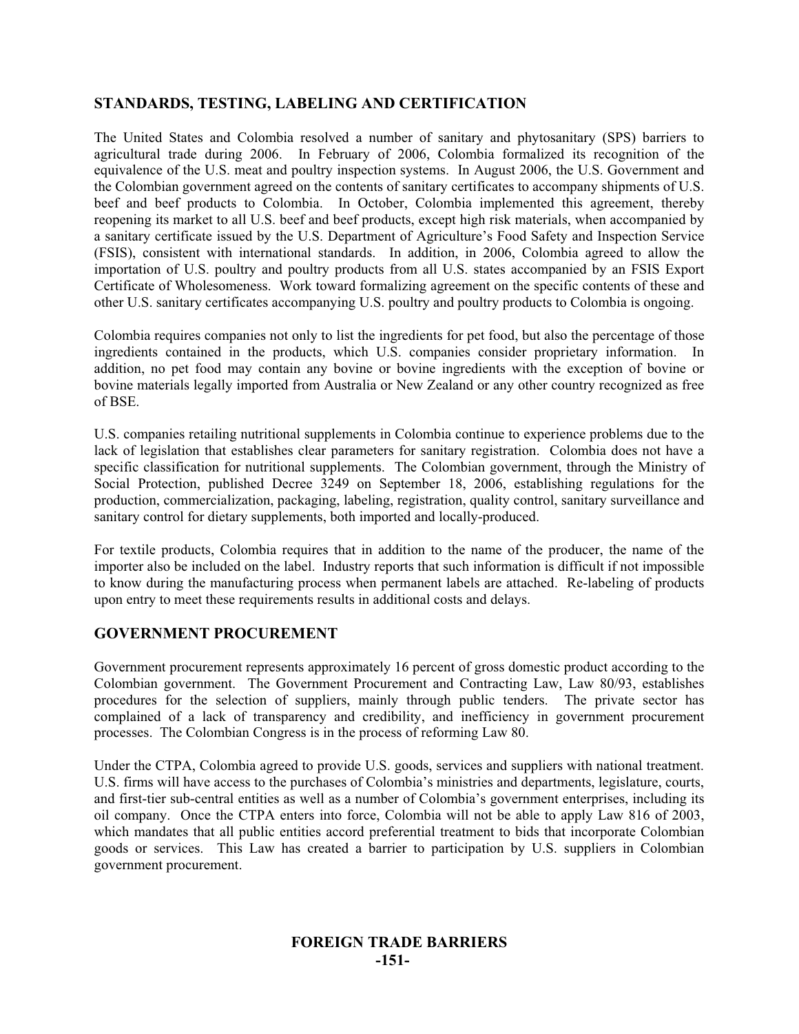## STANDARDS, TESTING, LABELING AND CERTIFICATION

The United States and Colombia resolved a number of sanitary and phytosanitary (SPS) barriers to agricultural trade during 2006. In February of 2006, Colombia formalized its recognition of the equivalence of the U.S. meat and poultry inspection systems. In August 2006, the U.S. Government and the Colombian government agreed on the contents of sanitary certificates to accompany shipments of U.S. beef and beef products to Colombia. In October, Colombia implemented this agreement, thereby reopening its market to all U.S. beef and beef products, except high risk materials, when accompanied by a sanitary certificate issued by the U.S. Department of Agriculture's Food Safety and Inspection Service (FSIS), consistent with international standards. In addition, in 2006, Colombia agreed to allow the importation of U.S. poultry and poultry products from all U.S. states accompanied by an FSIS Export Certificate of Wholesomeness. Work toward formalizing agreement on the specific contents of these and other U.S. sanitary certificates accompanying U.S. poultry and poultry products to Colombia is ongoing.

Colombia requires companies not only to list the ingredients for pet food, but also the percentage of those ingredients contained in the products, which U.S. companies consider proprietary information. In addition, no pet food may contain any bovine or bovine ingredients with the exception of bovine or bovine materials legally imported from Australia or New Zealand or any other country recognized as free of BSE.

U.S. companies retailing nutritional supplements in Colombia continue to experience problems due to the lack of legislation that establishes clear parameters for sanitary registration. Colombia does not have a specific classification for nutritional supplements. The Colombian government, through the Ministry of Social Protection, published Decree 3249 on September 18, 2006, establishing regulations for the production, commercialization, packaging, labeling, registration, quality control, sanitary surveillance and sanitary control for dietary supplements, both imported and locally-produced.

For textile products, Colombia requires that in addition to the name of the producer, the name of the importer also be included on the label. Industry reports that such information is difficult if not impossible to know during the manufacturing process when permanent labels are attached. Re-labeling of products upon entry to meet these requirements results in additional costs and delays.

## GOVERNMENT PROCUREMENT

Government procurement represents approximately 16 percent of gross domestic product according to the Colombian government. The Government Procurement and Contracting Law, Law 80/93, establishes procedures for the selection of suppliers, mainly through public tenders. The private sector has complained of a lack of transparency and credibility, and inefficiency in government procurement processes. The Colombian Congress is in the process of reforming Law 80.

Under the CTPA, Colombia agreed to provide U.S. goods, services and suppliers with national treatment. U.S. firms will have access to the purchases of Colombia's ministries and departments, legislature, courts, and first-tier sub-central entities as well as a number of Colombia's government enterprises, including its oil company. Once the CTPA enters into force, Colombia will not be able to apply Law 816 of 2003, which mandates that all public entities accord preferential treatment to bids that incorporate Colombian goods or services. This Law has created a barrier to participation by U.S. suppliers in Colombian government procurement.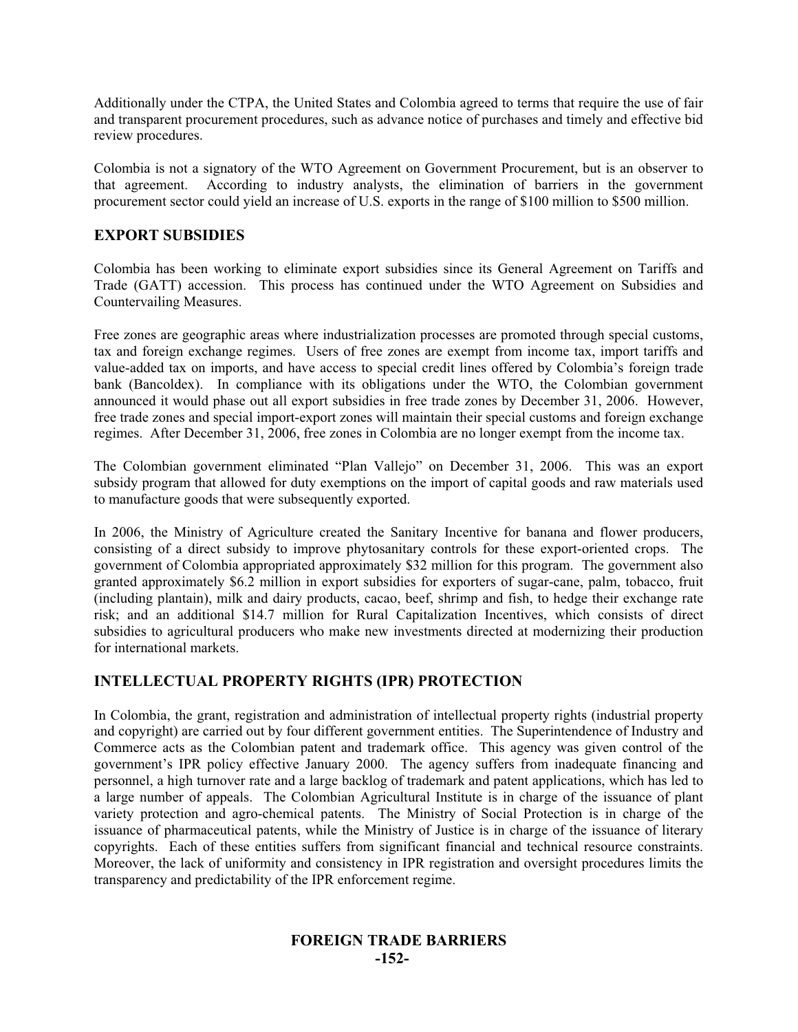Additionally under the CTPA, the United States and Colombia agreed to terms that require the use of fair and transparent procurement procedures, such as advance notice of purchases and timely and effective bid review procedures.

Colombia is not a signatory of the WTO Agreement on Government Procurement, but is an observer to that agreement. According to industry analysts, the elimination of barriers in the government procurement sector could yield an increase of U.S. exports in the range of $100 million to $500 million.

## EXPORT SUBSIDIES

Colombia has been working to eliminate export subsidies since its General Agreement on Tariffs and Trade (GATT) accession. This process has continued under the WTO Agreement on Subsidies and Countervailing Measures.

Free zones are geographic areas where industrialization processes are promoted through special customs, tax and foreign exchange regimes. Users of free zones are exempt from income tax, import tariffs and value-added tax on imports, and have access to special credit lines offered by Colombia's foreign trade bank (Bancoldex). In compliance with its obligations under the WTO, the Colombian government announced it would phase out all export subsidies in free trade zones by December 31, 2006. However, free trade zones and special import-export zones will maintain their special customs and foreign exchange regimes. After December 31, 2006, free zones in Colombia are no longer exempt from the income tax.

The Colombian government eliminated "Plan Vallejo" on December 31, 2006. This was an export subsidy program that allowed for duty exemptions on the import of capital goods and raw materials used to manufacture goods that were subsequently exported.

In 2006, the Ministry of Agriculture created the Sanitary Incentive for banana and flower producers, consisting of a direct subsidy to improve phytosanitary controls for these export-oriented crops. The government of Colombia appropriated approximately $32 million for this program. The government also granted approximately $6.2 million in export subsidies for exporters of sugar-cane, palm, tobacco, fruit (including plantain), milk and dairy products, cacao, beef, shrimp and fish, to hedge their exchange rate risk; and an additional $14.7 million for Rural Capitalization Incentives, which consists of direct subsidies to agricultural producers who make new investments directed at modernizing their production for international markets.

## INTELLECTUAL PROPERTY RIGHTS (IPR) PROTECTION

In Colombia, the grant, registration and administration of intellectual property rights (industrial property and copyright) are carried out by four different government entities. The Superintendence of Industry and Commerce acts as the Colombian patent and trademark office. This agency was given control of the government's IPR policy effective January 2000. The agency suffers from inadequate financing and personnel, a high turnover rate and a large backlog of trademark and patent applications, which has led to a large number of appeals. The Colombian Agricultural Institute is in charge of the issuance of plant variety protection and agro-chemical patents. The Ministry of Social Protection is in charge of the issuance of pharmaceutical patents, while the Ministry of Justice is in charge of the issuance of literary copyrights. Each of these entities suffers from significant financial and technical resource constraints. Moreover, the lack of uniformity and consistency in IPR registration and oversight procedures limits the transparency and predictability of the IPR enforcement regime.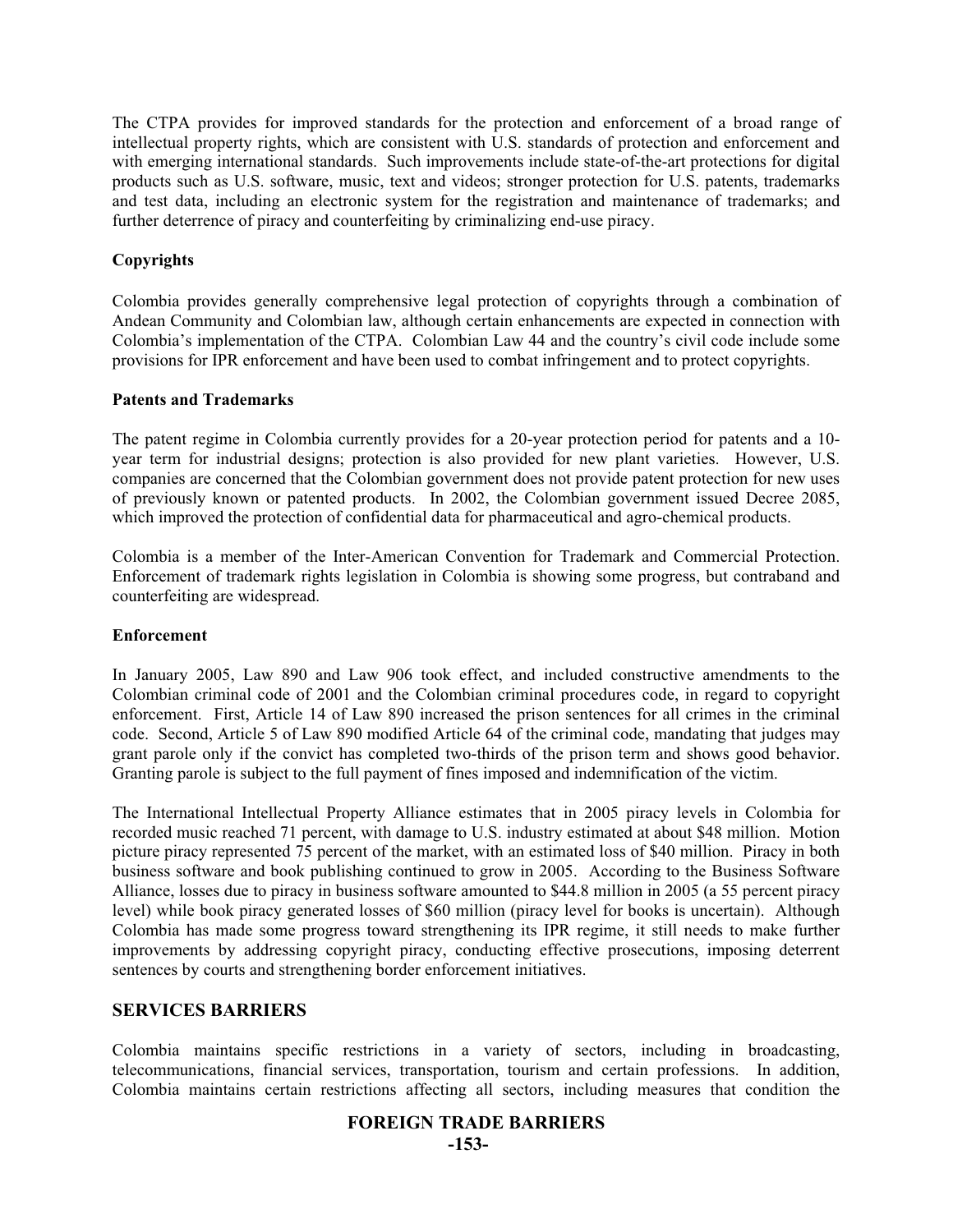The CTPA provides for improved standards for the protection and enforcement of a broad range of intellectual property rights, which are consistent with U.S. standards of protection and enforcement and with emerging international standards. Such improvements include state-of-the-art protections for digital products such as U.S. software, music, text and videos; stronger protection for U.S. patents, trademarks and test data, including an electronic system for the registration and maintenance of trademarks; and further deterrence of piracy and counterfeiting by criminalizing end-use piracy.

**Copyrights**

Colombia provides generally comprehensive legal protection of copyrights through a combination of Andean Community and Colombian law, although certain enhancements are expected in connection with Colombia's implementation of the CTPA. Colombian Law 44 and the country's civil code include some provisions for IPR enforcement and have been used to combat infringement and to protect copyrights.

**Patents and Trademarks**

The patent regime in Colombia currently provides for a 20-year protection period for patents and a 10-year term for industrial designs; protection is also provided for new plant varieties. However, U.S. companies are concerned that the Colombian government does not provide patent protection for new uses of previously known or patented products. In 2002, the Colombian government issued Decree 2085, which improved the protection of confidential data for pharmaceutical and agro-chemical products.

Colombia is a member of the Inter-American Convention for Trademark and Commercial Protection. Enforcement of trademark rights legislation in Colombia is showing some progress, but contraband and counterfeiting are widespread.

**Enforcement**

In January 2005, Law 890 and Law 906 took effect, and included constructive amendments to the Colombian criminal code of 2001 and the Colombian criminal procedures code, in regard to copyright enforcement. First, Article 14 of Law 890 increased the prison sentences for all crimes in the criminal code. Second, Article 5 of Law 890 modified Article 64 of the criminal code, mandating that judges may grant parole only if the convict has completed two-thirds of the prison term and shows good behavior. Granting parole is subject to the full payment of fines imposed and indemnification of the victim.

The International Intellectual Property Alliance estimates that in 2005 piracy levels in Colombia for recorded music reached 71 percent, with damage to U.S. industry estimated at about $48 million. Motion picture piracy represented 75 percent of the market, with an estimated loss of $40 million. Piracy in both business software and book publishing continued to grow in 2005. According to the Business Software Alliance, losses due to piracy in business software amounted to $44.8 million in 2005 (a 55 percent piracy level) while book piracy generated losses of $60 million (piracy level for books is uncertain). Although Colombia has made some progress toward strengthening its IPR regime, it still needs to make further improvements by addressing copyright piracy, conducting effective prosecutions, imposing deterrent sentences by courts and strengthening border enforcement initiatives.

## SERVICES BARRIERS

Colombia maintains specific restrictions in a variety of sectors, including in broadcasting, telecommunications, financial services, transportation, tourism and certain professions. In addition, Colombia maintains certain restrictions affecting all sectors, including measures that condition the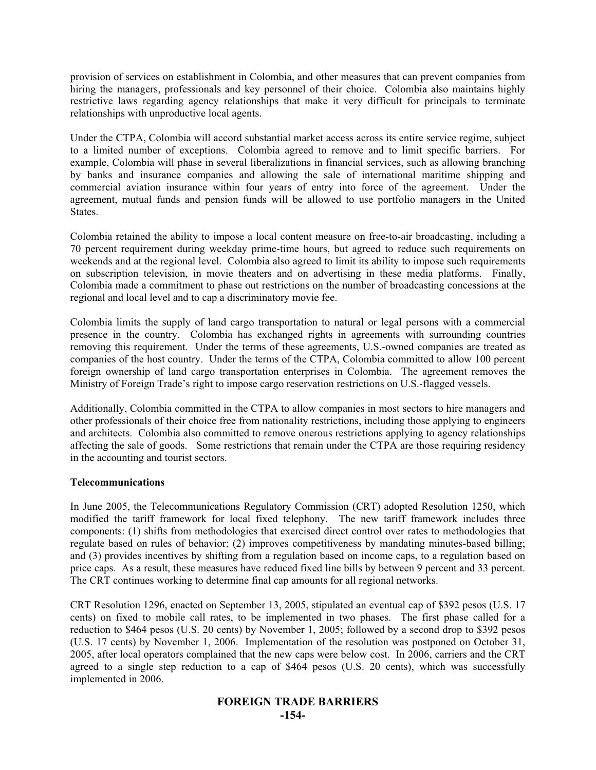provision of services on establishment in Colombia, and other measures that can prevent companies from hiring the managers, professionals and key personnel of their choice. Colombia also maintains highly restrictive laws regarding agency relationships that make it very difficult for principals to terminate relationships with unproductive local agents.

Under the CTPA, Colombia will accord substantial market access across its entire service regime, subject to a limited number of exceptions. Colombia agreed to remove and to limit specific barriers. For example, Colombia will phase in several liberalizations in financial services, such as allowing branching by banks and insurance companies and allowing the sale of international maritime shipping and commercial aviation insurance within four years of entry into force of the agreement. Under the agreement, mutual funds and pension funds will be allowed to use portfolio managers in the United States.

Colombia retained the ability to impose a local content measure on free-to-air broadcasting, including a 70 percent requirement during weekday prime-time hours, but agreed to reduce such requirements on weekends and at the regional level. Colombia also agreed to limit its ability to impose such requirements on subscription television, in movie theaters and on advertising in these media platforms. Finally, Colombia made a commitment to phase out restrictions on the number of broadcasting concessions at the regional and local level and to cap a discriminatory movie fee.

Colombia limits the supply of land cargo transportation to natural or legal persons with a commercial presence in the country. Colombia has exchanged rights in agreements with surrounding countries removing this requirement. Under the terms of these agreements, U.S.-owned companies are treated as companies of the host country. Under the terms of the CTPA, Colombia committed to allow 100 percent foreign ownership of land cargo transportation enterprises in Colombia. The agreement removes the Ministry of Foreign Trade's right to impose cargo reservation restrictions on U.S.-flagged vessels.

Additionally, Colombia committed in the CTPA to allow companies in most sectors to hire managers and other professionals of their choice free from nationality restrictions, including those applying to engineers and architects. Colombia also committed to remove onerous restrictions applying to agency relationships affecting the sale of goods. Some restrictions that remain under the CTPA are those requiring residency in the accounting and tourist sectors.

**Telecommunications**

In June 2005, the Telecommunications Regulatory Commission (CRT) adopted Resolution 1250, which modified the tariff framework for local fixed telephony. The new tariff framework includes three components: (1) shifts from methodologies that exercised direct control over rates to methodologies that regulate based on rules of behavior; (2) improves competitiveness by mandating minutes-based billing; and (3) provides incentives by shifting from a regulation based on income caps, to a regulation based on price caps. As a result, these measures have reduced fixed line bills by between 9 percent and 33 percent. The CRT continues working to determine final cap amounts for all regional networks.

CRT Resolution 1296, enacted on September 13, 2005, stipulated an eventual cap of $392 pesos (U.S. 17 cents) on fixed to mobile call rates, to be implemented in two phases. The first phase called for a reduction to $464 pesos (U.S. 20 cents) by November 1, 2005; followed by a second drop to $392 pesos (U.S. 17 cents) by November 1, 2006. Implementation of the resolution was postponed on October 31, 2005, after local operators complained that the new caps were below cost. In 2006, carriers and the CRT agreed to a single step reduction to a cap of $464 pesos (U.S. 20 cents), which was successfully implemented in 2006.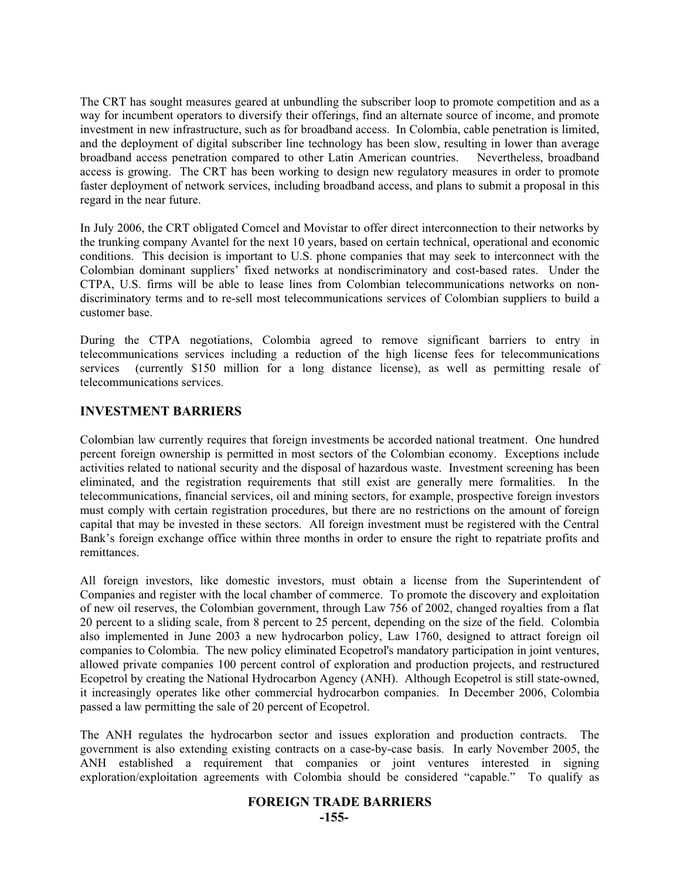The CRT has sought measures geared at unbundling the subscriber loop to promote competition and as a way for incumbent operators to diversify their offerings, find an alternate source of income, and promote investment in new infrastructure, such as for broadband access. In Colombia, cable penetration is limited, and the deployment of digital subscriber line technology has been slow, resulting in lower than average broadband access penetration compared to other Latin American countries. Nevertheless, broadband access is growing. The CRT has been working to design new regulatory measures in order to promote faster deployment of network services, including broadband access, and plans to submit a proposal in this regard in the near future.

In July 2006, the CRT obligated Comcel and Movistar to offer direct interconnection to their networks by the trunking company Avantel for the next 10 years, based on certain technical, operational and economic conditions. This decision is important to U.S. phone companies that may seek to interconnect with the Colombian dominant suppliers' fixed networks at nondiscriminatory and cost-based rates. Under the CTPA, U.S. firms will be able to lease lines from Colombian telecommunications networks on non-discriminatory terms and to re-sell most telecommunications services of Colombian suppliers to build a customer base.

During the CTPA negotiations, Colombia agreed to remove significant barriers to entry in telecommunications services including a reduction of the high license fees for telecommunications services (currently $150 million for a long distance license), as well as permitting resale of telecommunications services.

## INVESTMENT BARRIERS

Colombian law currently requires that foreign investments be accorded national treatment. One hundred percent foreign ownership is permitted in most sectors of the Colombian economy. Exceptions include activities related to national security and the disposal of hazardous waste. Investment screening has been eliminated, and the registration requirements that still exist are generally mere formalities. In the telecommunications, financial services, oil and mining sectors, for example, prospective foreign investors must comply with certain registration procedures, but there are no restrictions on the amount of foreign capital that may be invested in these sectors. All foreign investment must be registered with the Central Bank's foreign exchange office within three months in order to ensure the right to repatriate profits and remittances.

All foreign investors, like domestic investors, must obtain a license from the Superintendent of Companies and register with the local chamber of commerce. To promote the discovery and exploitation of new oil reserves, the Colombian government, through Law 756 of 2002, changed royalties from a flat 20 percent to a sliding scale, from 8 percent to 25 percent, depending on the size of the field. Colombia also implemented in June 2003 a new hydrocarbon policy, Law 1760, designed to attract foreign oil companies to Colombia. The new policy eliminated Ecopetrol's mandatory participation in joint ventures, allowed private companies 100 percent control of exploration and production projects, and restructured Ecopetrol by creating the National Hydrocarbon Agency (ANH). Although Ecopetrol is still state-owned, it increasingly operates like other commercial hydrocarbon companies. In December 2006, Colombia passed a law permitting the sale of 20 percent of Ecopetrol.

The ANH regulates the hydrocarbon sector and issues exploration and production contracts. The government is also extending existing contracts on a case-by-case basis. In early November 2005, the ANH established a requirement that companies or joint ventures interested in signing exploration/exploitation agreements with Colombia should be considered "capable." To qualify as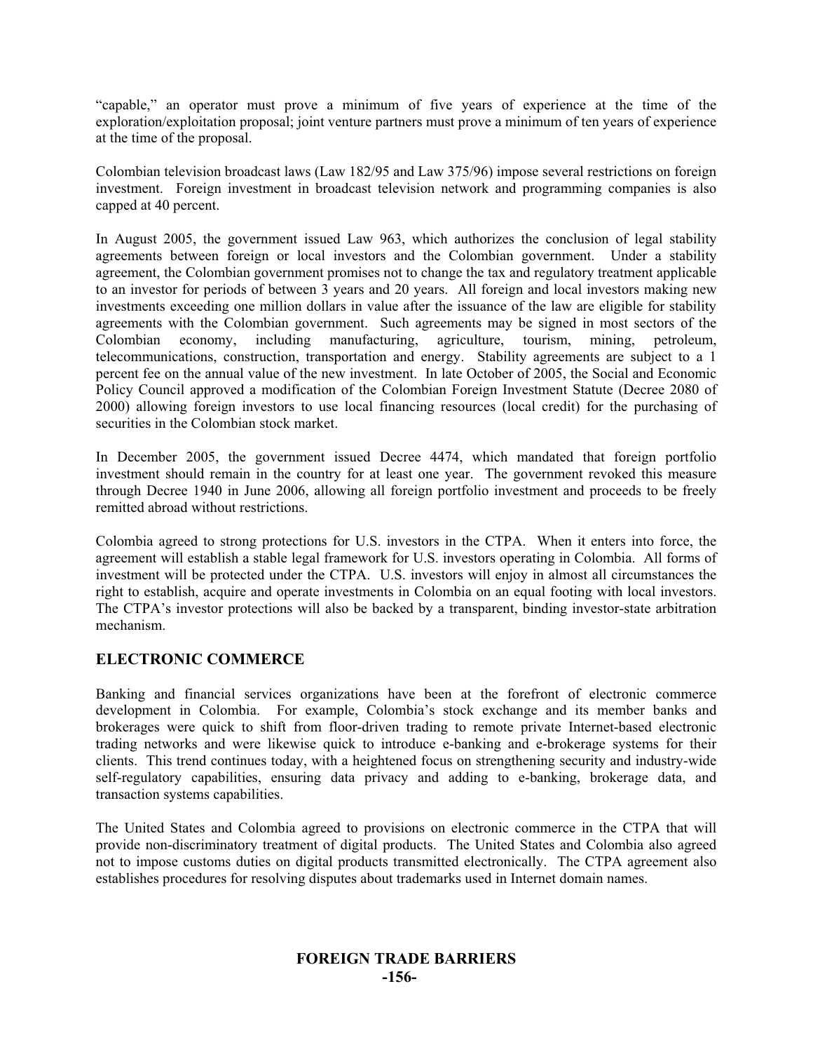"capable," an operator must prove a minimum of five years of experience at the time of the exploration/exploitation proposal; joint venture partners must prove a minimum of ten years of experience at the time of the proposal.

Colombian television broadcast laws (Law 182/95 and Law 375/96) impose several restrictions on foreign investment. Foreign investment in broadcast television network and programming companies is also capped at 40 percent.

In August 2005, the government issued Law 963, which authorizes the conclusion of legal stability agreements between foreign or local investors and the Colombian government. Under a stability agreement, the Colombian government promises not to change the tax and regulatory treatment applicable to an investor for periods of between 3 years and 20 years. All foreign and local investors making new investments exceeding one million dollars in value after the issuance of the law are eligible for stability agreements with the Colombian government. Such agreements may be signed in most sectors of the Colombian economy, including manufacturing, agriculture, tourism, mining, petroleum, telecommunications, construction, transportation and energy. Stability agreements are subject to a 1 percent fee on the annual value of the new investment. In late October of 2005, the Social and Economic Policy Council approved a modification of the Colombian Foreign Investment Statute (Decree 2080 of 2000) allowing foreign investors to use local financing resources (local credit) for the purchasing of securities in the Colombian stock market.

In December 2005, the government issued Decree 4474, which mandated that foreign portfolio investment should remain in the country for at least one year. The government revoked this measure through Decree 1940 in June 2006, allowing all foreign portfolio investment and proceeds to be freely remitted abroad without restrictions.

Colombia agreed to strong protections for U.S. investors in the CTPA. When it enters into force, the agreement will establish a stable legal framework for U.S. investors operating in Colombia. All forms of investment will be protected under the CTPA. U.S. investors will enjoy in almost all circumstances the right to establish, acquire and operate investments in Colombia on an equal footing with local investors. The CTPA's investor protections will also be backed by a transparent, binding investor-state arbitration mechanism.

## ELECTRONIC COMMERCE

Banking and financial services organizations have been at the forefront of electronic commerce development in Colombia. For example, Colombia's stock exchange and its member banks and brokerages were quick to shift from floor-driven trading to remote private Internet-based electronic trading networks and were likewise quick to introduce e-banking and e-brokerage systems for their clients. This trend continues today, with a heightened focus on strengthening security and industry-wide self-regulatory capabilities, ensuring data privacy and adding to e-banking, brokerage data, and transaction systems capabilities.

The United States and Colombia agreed to provisions on electronic commerce in the CTPA that will provide non-discriminatory treatment of digital products. The United States and Colombia also agreed not to impose customs duties on digital products transmitted electronically. The CTPA agreement also establishes procedures for resolving disputes about trademarks used in Internet domain names.